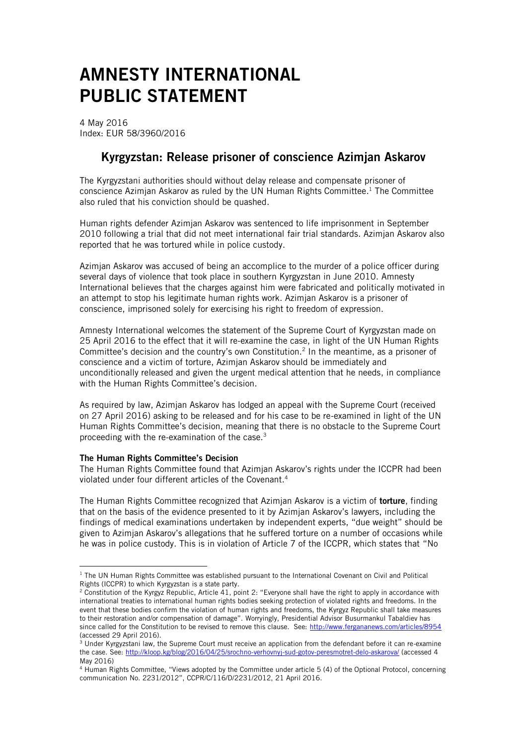# AMNESTY INTERNATIONAL PUBLIC STATEMENT

4 May 2016
Index: EUR 58/3960/2016

## Kyrgyzstan: Release prisoner of conscience Azimjan Askarov

The Kyrgyzstani authorities should without delay release and compensate prisoner of conscience Azimjan Askarov as ruled by the UN Human Rights Committee.[1] The Committee also ruled that his conviction should be quashed.

Human rights defender Azimjan Askarov was sentenced to life imprisonment in September 2010 following a trial that did not meet international fair trial standards. Azimjan Askarov also reported that he was tortured while in police custody.

Azimjan Askarov was accused of being an accomplice to the murder of a police officer during several days of violence that took place in southern Kyrgyzstan in June 2010. Amnesty International believes that the charges against him were fabricated and politically motivated in an attempt to stop his legitimate human rights work. Azimjan Askarov is a prisoner of conscience, imprisoned solely for exercising his right to freedom of expression.

Amnesty International welcomes the statement of the Supreme Court of Kyrgyzstan made on 25 April 2016 to the effect that it will re-examine the case, in light of the UN Human Rights Committee's decision and the country's own Constitution.[2] In the meantime, as a prisoner of conscience and a victim of torture, Azimjan Askarov should be immediately and unconditionally released and given the urgent medical attention that he needs, in compliance with the Human Rights Committee's decision.

As required by law, Azimjan Askarov has lodged an appeal with the Supreme Court (received on 27 April 2016) asking to be released and for his case to be re-examined in light of the UN Human Rights Committee's decision, meaning that there is no obstacle to the Supreme Court proceeding with the re-examination of the case.[3]

**The Human Rights Committee's Decision**

The Human Rights Committee found that Azimjan Askarov's rights under the ICCPR had been violated under four different articles of the Covenant.[4]

The Human Rights Committee recognized that Azimjan Askarov is a victim of **torture**, finding that on the basis of the evidence presented to it by Azimjan Askarov's lawyers, including the findings of medical examinations undertaken by independent experts, "due weight" should be given to Azimjan Askarov's allegations that he suffered torture on a number of occasions while he was in police custody. This is in violation of Article 7 of the ICCPR, which states that "No

---

[1] The UN Human Rights Committee was established pursuant to the International Covenant on Civil and Political Rights (ICCPR) to which Kyrgyzstan is a state party.

[2] Constitution of the Kyrgyz Republic, Article 41, point 2: "Everyone shall have the right to apply in accordance with international treaties to international human rights bodies seeking protection of violated rights and freedoms. In the event that these bodies confirm the violation of human rights and freedoms, the Kyrgyz Republic shall take measures to their restoration and/or compensation of damage". Worryingly, Presidential Advisor Busurmankul Tabaldiev has since called for the Constitution to be revised to remove this clause. See: http://www.fergananews.com/articles/8954 (accessed 29 April 2016).

[3] Under Kyrgyzstani law, the Supreme Court must receive an application from the defendant before it can re-examine the case. See: http://kloop.kg/blog/2016/04/25/srochno-verhovnyj-sud-gotov-peresmotret-delo-askarova/ (accessed 4 May 2016)

[4] Human Rights Committee, "Views adopted by the Committee under article 5 (4) of the Optional Protocol, concerning communication No. 2231/2012", CCPR/C/116/D/2231/2012, 21 April 2016.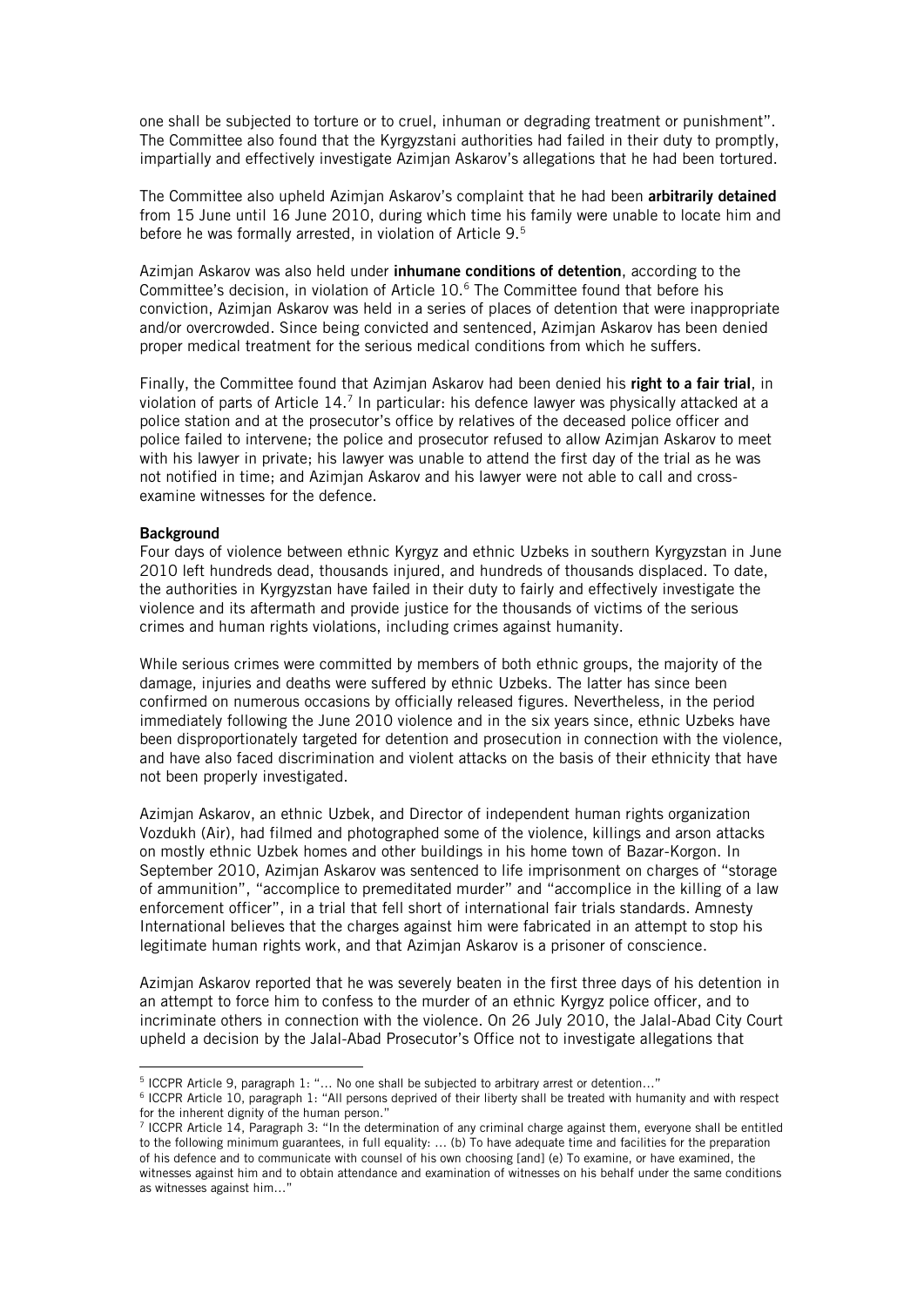one shall be subjected to torture or to cruel, inhuman or degrading treatment or punishment". The Committee also found that the Kyrgyzstani authorities had failed in their duty to promptly, impartially and effectively investigate Azimjan Askarov's allegations that he had been tortured.

The Committee also upheld Azimjan Askarov's complaint that he had been **arbitrarily detained** from 15 June until 16 June 2010, during which time his family were unable to locate him and before he was formally arrested, in violation of Article 9.[5]

Azimjan Askarov was also held under **inhumane conditions of detention**, according to the Committee's decision, in violation of Article 10.[6] The Committee found that before his conviction, Azimjan Askarov was held in a series of places of detention that were inappropriate and/or overcrowded. Since being convicted and sentenced, Azimjan Askarov has been denied proper medical treatment for the serious medical conditions from which he suffers.

Finally, the Committee found that Azimjan Askarov had been denied his **right to a fair trial**, in violation of parts of Article 14.[7] In particular: his defence lawyer was physically attacked at a police station and at the prosecutor's office by relatives of the deceased police officer and police failed to intervene; the police and prosecutor refused to allow Azimjan Askarov to meet with his lawyer in private; his lawyer was unable to attend the first day of the trial as he was not notified in time; and Azimjan Askarov and his lawyer were not able to call and cross-examine witnesses for the defence.

**Background**

Four days of violence between ethnic Kyrgyz and ethnic Uzbeks in southern Kyrgyzstan in June 2010 left hundreds dead, thousands injured, and hundreds of thousands displaced. To date, the authorities in Kyrgyzstan have failed in their duty to fairly and effectively investigate the violence and its aftermath and provide justice for the thousands of victims of the serious crimes and human rights violations, including crimes against humanity.

While serious crimes were committed by members of both ethnic groups, the majority of the damage, injuries and deaths were suffered by ethnic Uzbeks. The latter has since been confirmed on numerous occasions by officially released figures. Nevertheless, in the period immediately following the June 2010 violence and in the six years since, ethnic Uzbeks have been disproportionately targeted for detention and prosecution in connection with the violence, and have also faced discrimination and violent attacks on the basis of their ethnicity that have not been properly investigated.

Azimjan Askarov, an ethnic Uzbek, and Director of independent human rights organization Vozdukh (Air), had filmed and photographed some of the violence, killings and arson attacks on mostly ethnic Uzbek homes and other buildings in his home town of Bazar-Korgon. In September 2010, Azimjan Askarov was sentenced to life imprisonment on charges of "storage of ammunition", "accomplice to premeditated murder" and "accomplice in the killing of a law enforcement officer", in a trial that fell short of international fair trials standards. Amnesty International believes that the charges against him were fabricated in an attempt to stop his legitimate human rights work, and that Azimjan Askarov is a prisoner of conscience.

Azimjan Askarov reported that he was severely beaten in the first three days of his detention in an attempt to force him to confess to the murder of an ethnic Kyrgyz police officer, and to incriminate others in connection with the violence. On 26 July 2010, the Jalal-Abad City Court upheld a decision by the Jalal-Abad Prosecutor's Office not to investigate allegations that

---

[5] ICCPR Article 9, paragraph 1: "… No one shall be subjected to arbitrary arrest or detention…"

[6] ICCPR Article 10, paragraph 1: "All persons deprived of their liberty shall be treated with humanity and with respect for the inherent dignity of the human person."

[7] ICCPR Article 14, Paragraph 3: "In the determination of any criminal charge against them, everyone shall be entitled to the following minimum guarantees, in full equality: … (b) To have adequate time and facilities for the preparation of his defence and to communicate with counsel of his own choosing [and] (e) To examine, or have examined, the witnesses against him and to obtain attendance and examination of witnesses on his behalf under the same conditions as witnesses against him…"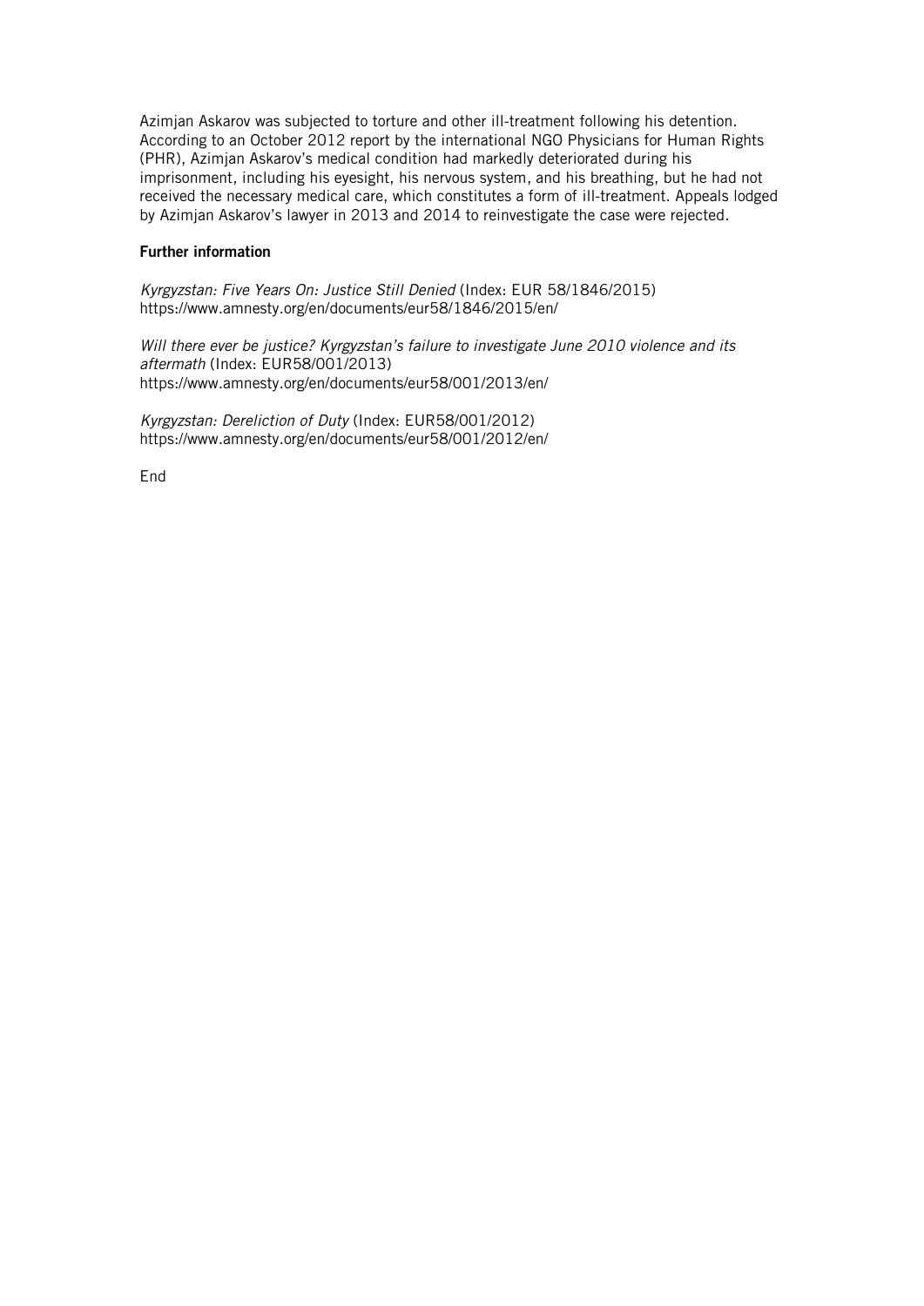Azimjan Askarov was subjected to torture and other ill-treatment following his detention. According to an October 2012 report by the international NGO Physicians for Human Rights (PHR), Azimjan Askarov's medical condition had markedly deteriorated during his imprisonment, including his eyesight, his nervous system, and his breathing, but he had not received the necessary medical care, which constitutes a form of ill-treatment. Appeals lodged by Azimjan Askarov's lawyer in 2013 and 2014 to reinvestigate the case were rejected.

**Further information**

*Kyrgyzstan: Five Years On: Justice Still Denied* (Index: EUR 58/1846/2015)
https://www.amnesty.org/en/documents/eur58/1846/2015/en/

*Will there ever be justice? Kyrgyzstan's failure to investigate June 2010 violence and its aftermath* (Index: EUR58/001/2013)
https://www.amnesty.org/en/documents/eur58/001/2013/en/

*Kyrgyzstan: Dereliction of Duty* (Index: EUR58/001/2012)
https://www.amnesty.org/en/documents/eur58/001/2012/en/

End